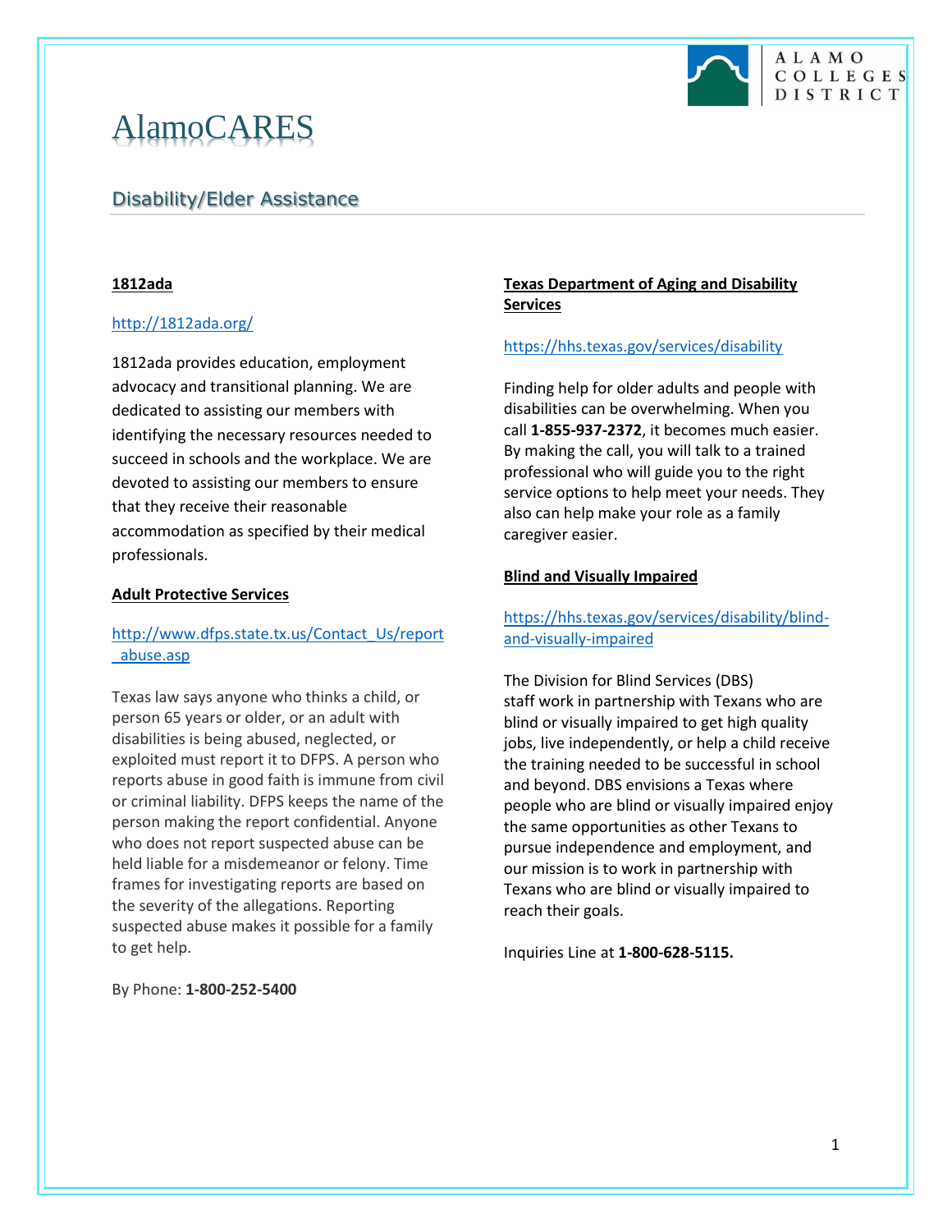ALAMO COLLEGES DISTRICT

# AlamoCARES

## Disability/Elder Assistance

**1812ada**

http://1812ada.org/

1812ada provides education, employment advocacy and transitional planning. We are dedicated to assisting our members with identifying the necessary resources needed to succeed in schools and the workplace. We are devoted to assisting our members to ensure that they receive their reasonable accommodation as specified by their medical professionals.

**Adult Protective Services**

http://www.dfps.state.tx.us/Contact_Us/report_abuse.asp

Texas law says anyone who thinks a child, or person 65 years or older, or an adult with disabilities is being abused, neglected, or exploited must report it to DFPS. A person who reports abuse in good faith is immune from civil or criminal liability. DFPS keeps the name of the person making the report confidential. Anyone who does not report suspected abuse can be held liable for a misdemeanor or felony. Time frames for investigating reports are based on the severity of the allegations. Reporting suspected abuse makes it possible for a family to get help.

By Phone: **1-800-252-5400**

**Texas Department of Aging and Disability Services**

https://hhs.texas.gov/services/disability

Finding help for older adults and people with disabilities can be overwhelming. When you call **1-855-937-2372**, it becomes much easier. By making the call, you will talk to a trained professional who will guide you to the right service options to help meet your needs. They also can help make your role as a family caregiver easier.

**Blind and Visually Impaired**

https://hhs.texas.gov/services/disability/blind-and-visually-impaired

The Division for Blind Services (DBS) staff work in partnership with Texans who are blind or visually impaired to get high quality jobs, live independently, or help a child receive the training needed to be successful in school and beyond. DBS envisions a Texas where people who are blind or visually impaired enjoy the same opportunities as other Texans to pursue independence and employment, and our mission is to work in partnership with Texans who are blind or visually impaired to reach their goals.

Inquiries Line at **1-800-628-5115.**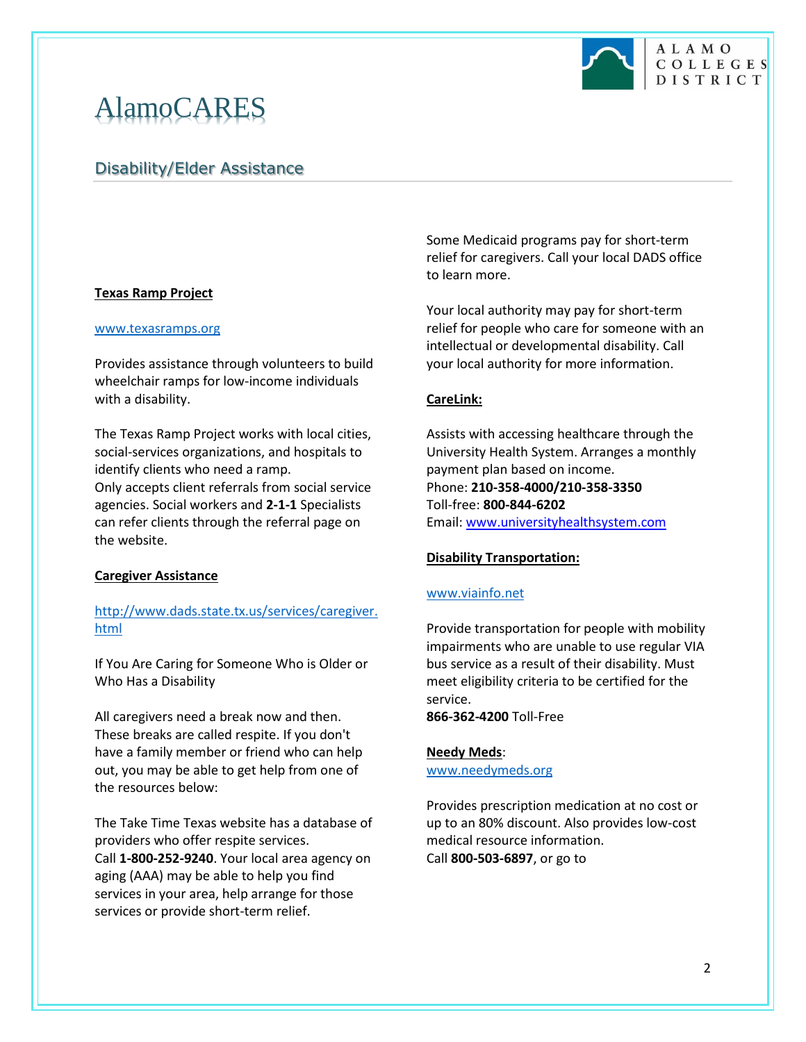# AlamoCARES

## Disability/Elder Assistance

**Texas Ramp Project**

www.texasramps.org

Provides assistance through volunteers to build wheelchair ramps for low-income individuals with a disability.

The Texas Ramp Project works with local cities, social-services organizations, and hospitals to identify clients who need a ramp.
Only accepts client referrals from social service agencies. Social workers and **2-1-1** Specialists can refer clients through the referral page on the website.

**Caregiver Assistance**

http://www.dads.state.tx.us/services/caregiver.html

If You Are Caring for Someone Who is Older or Who Has a Disability

All caregivers need a break now and then. These breaks are called respite. If you don't have a family member or friend who can help out, you may be able to get help from one of the resources below:

The Take Time Texas website has a database of providers who offer respite services.
Call **1-800-252-9240**. Your local area agency on aging (AAA) may be able to help you find services in your area, help arrange for those services or provide short-term relief.

Some Medicaid programs pay for short-term relief for caregivers. Call your local DADS office to learn more.

Your local authority may pay for short-term relief for people who care for someone with an intellectual or developmental disability. Call your local authority for more information.

**CareLink:**

Assists with accessing healthcare through the University Health System. Arranges a monthly payment plan based on income.
Phone: **210-358-4000/210-358-3350**
Toll-free: **800-844-6202**
Email: www.universityhealthsystem.com

**Disability Transportation:**

www.viainfo.net

Provide transportation for people with mobility impairments who are unable to use regular VIA bus service as a result of their disability. Must meet eligibility criteria to be certified for the service.
**866-362-4200** Toll-Free

**Needy Meds**:
www.needymeds.org

Provides prescription medication at no cost or up to an 80% discount. Also provides low-cost medical resource information.
Call **800-503-6897**, or go to